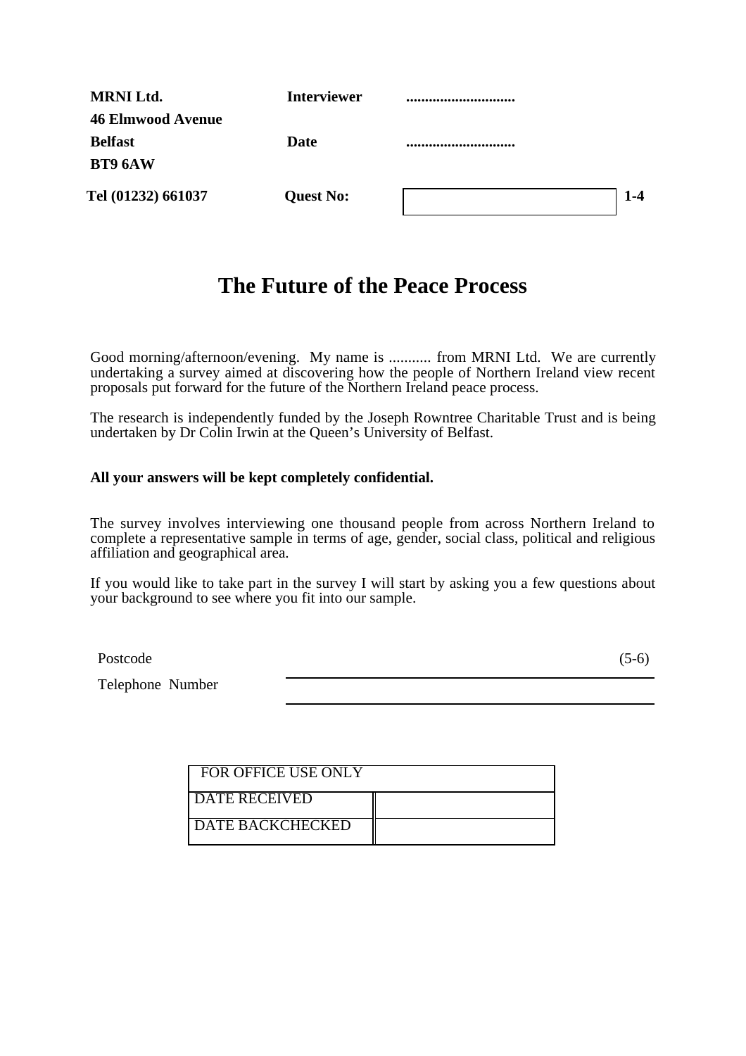| | | | |
|---|---|---|---|
| **MRNI Ltd.** | **Interviewer** | **............................** | |
| **46 Elmwood Avenue** | | | |
| **Belfast** | **Date** | **............................** | |
| **BT9 6AW** | | | |
| **Tel (01232) 661037** | **Quest No:** | | **1-4** |

# The Future of the Peace Process

Good morning/afternoon/evening. My name is ........... from MRNI Ltd. We are currently undertaking a survey aimed at discovering how the people of Northern Ireland view recent proposals put forward for the future of the Northern Ireland peace process.

The research is independently funded by the Joseph Rowntree Charitable Trust and is being undertaken by Dr Colin Irwin at the Queen's University of Belfast.

**All your answers will be kept completely confidential.**

The survey involves interviewing one thousand people from across Northern Ireland to complete a representative sample in terms of age, gender, social class, political and religious affiliation and geographical area.

If you would like to take part in the survey I will start by asking you a few questions about your background to see where you fit into our sample.

Postcode ____________________ (5-6)

Telephone Number ____________________

| FOR OFFICE USE ONLY | |
|---|---|
| DATE RECEIVED | |
| DATE BACKCHECKED | |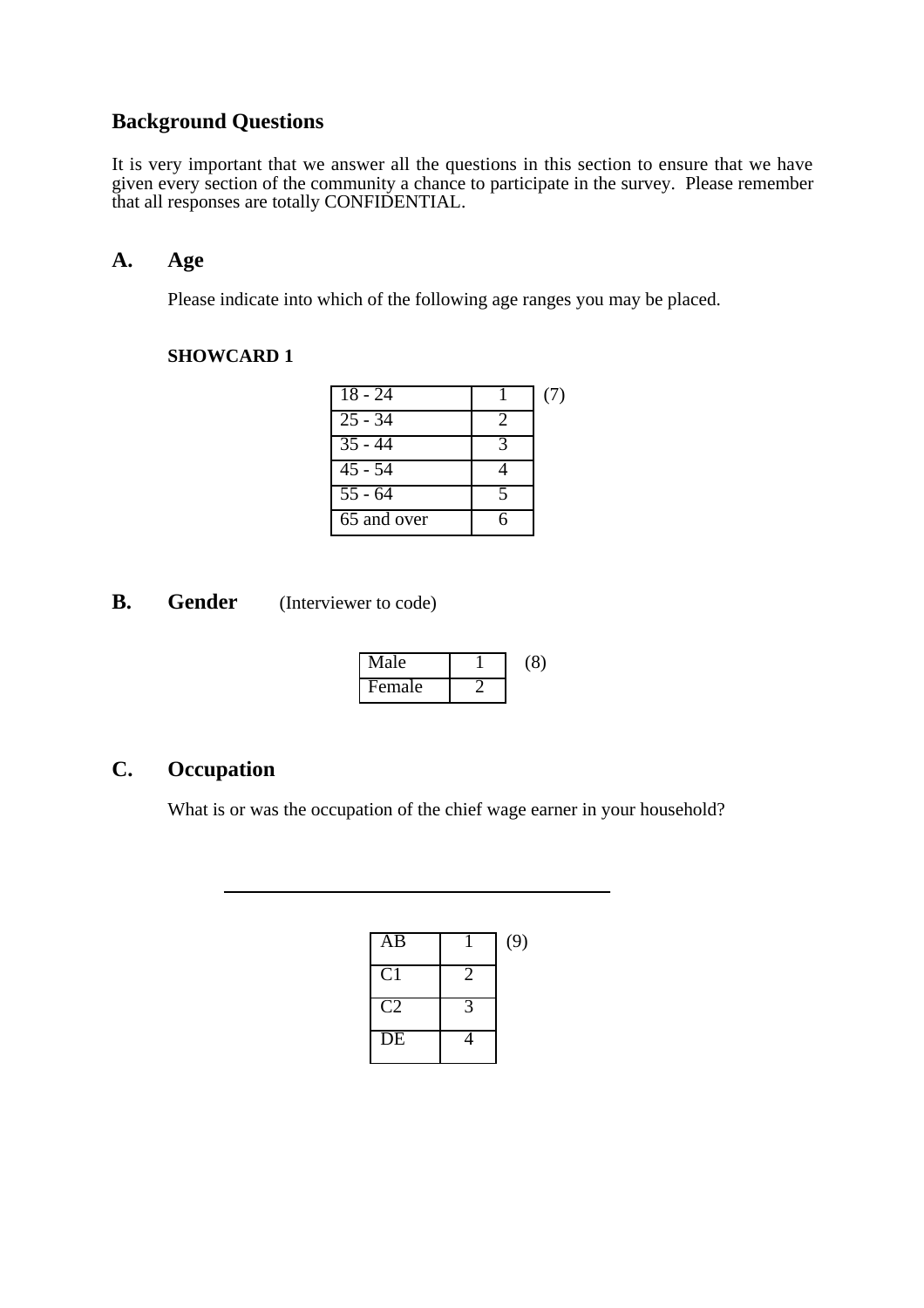## Background Questions

It is very important that we answer all the questions in this section to ensure that we have given every section of the community a chance to participate in the survey. Please remember that all responses are totally CONFIDENTIAL.

### A. Age

Please indicate into which of the following age ranges you may be placed.

**SHOWCARD 1**

| | | |
|---|---|---|
| 18 - 24 | 1 | (7) |
| 25 - 34 | 2 | |
| 35 - 44 | 3 | |
| 45 - 54 | 4 | |
| 55 - 64 | 5 | |
| 65 and over | 6 | |

### B. Gender (Interviewer to code)

| | | |
|---|---|---|
| Male | 1 | (8) |
| Female | 2 | |

### C. Occupation

What is or was the occupation of the chief wage earner in your household?

\_\_\_\_\_\_\_\_\_\_\_\_\_\_\_\_\_\_\_\_\_\_\_\_\_\_\_\_\_\_\_\_\_\_\_\_\_\_\_\_

| | | |
|---|---|---|
| AB | 1 | (9) |
| C1 | 2 | |
| C2 | 3 | |
| DE | 4 | |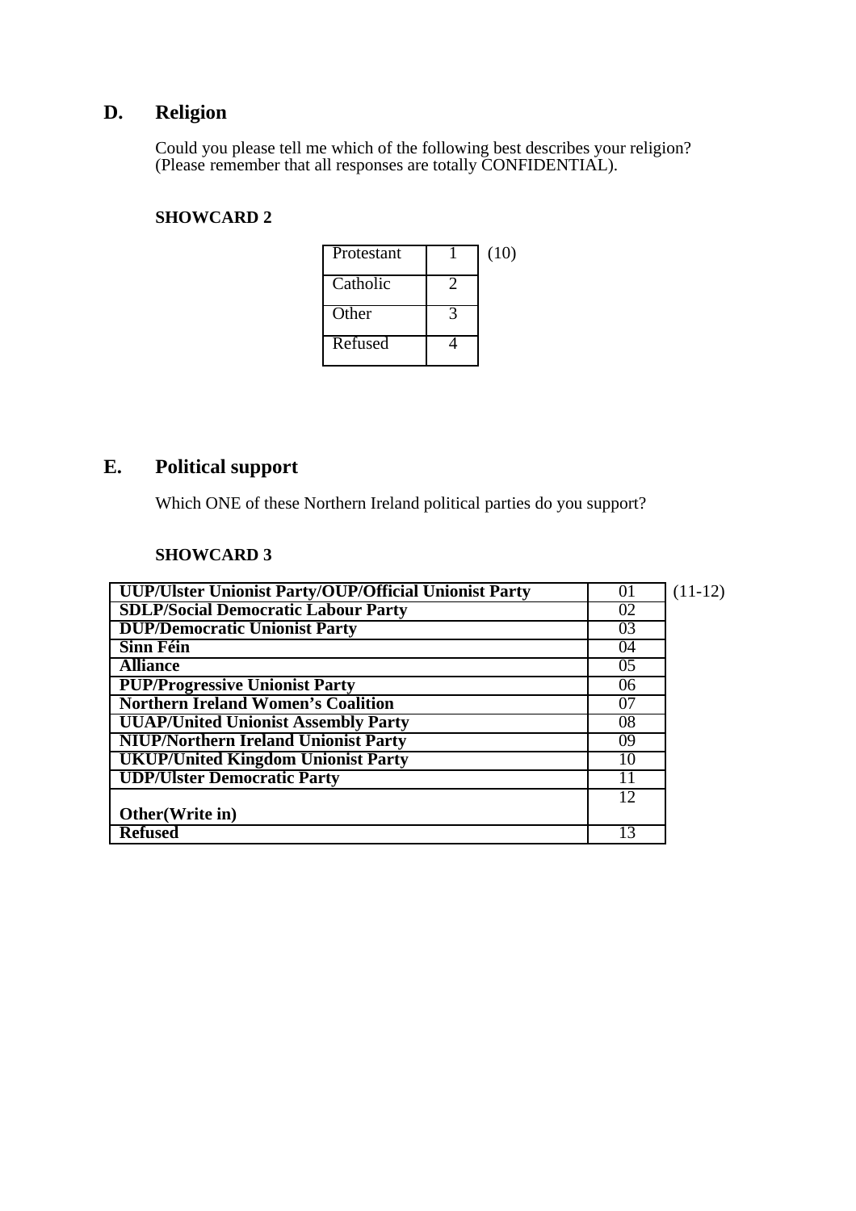## D. Religion

Could you please tell me which of the following best describes your religion? (Please remember that all responses are totally CONFIDENTIAL).

**SHOWCARD 2**

| Protestant | 1 | (10) |
|---|---|---|
| Catholic | 2 | |
| Other | 3 | |
| Refused | 4 | |

## E. Political support

Which ONE of these Northern Ireland political parties do you support?

**SHOWCARD 3**

| | | |
|---|---|---|
| **UUP/Ulster Unionist Party/OUP/Official Unionist Party** | 01 | (11-12) |
| **SDLP/Social Democratic Labour Party** | 02 | |
| **DUP/Democratic Unionist Party** | 03 | |
| **Sinn Féin** | 04 | |
| **Alliance** | 05 | |
| **PUP/Progressive Unionist Party** | 06 | |
| **Northern Ireland Women's Coalition** | 07 | |
| **UUAP/United Unionist Assembly Party** | 08 | |
| **NIUP/Northern Ireland Unionist Party** | 09 | |
| **UKUP/United Kingdom Unionist Party** | 10 | |
| **UDP/Ulster Democratic Party** | 11 | |
| **Other(Write in)** | 12 | |
| **Refused** | 13 | |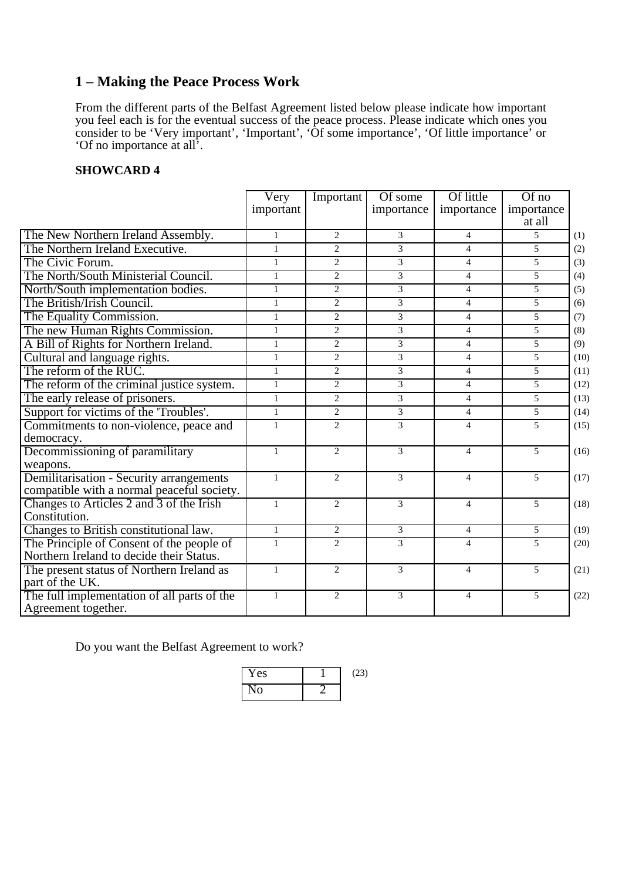## 1 – Making the Peace Process Work

From the different parts of the Belfast Agreement listed below please indicate how important you feel each is for the eventual success of the peace process. Please indicate which ones you consider to be 'Very important', 'Important', 'Of some importance', 'Of little importance' or 'Of no importance at all'.

**SHOWCARD 4**

| | Very important | Important | Of some importance | Of little importance | Of no importance at all | |
|---|---|---|---|---|---|---|
| The New Northern Ireland Assembly. | 1 | 2 | 3 | 4 | 5 | (1) |
| The Northern Ireland Executive. | 1 | 2 | 3 | 4 | 5 | (2) |
| The Civic Forum. | 1 | 2 | 3 | 4 | 5 | (3) |
| The North/South Ministerial Council. | 1 | 2 | 3 | 4 | 5 | (4) |
| North/South implementation bodies. | 1 | 2 | 3 | 4 | 5 | (5) |
| The British/Irish Council. | 1 | 2 | 3 | 4 | 5 | (6) |
| The Equality Commission. | 1 | 2 | 3 | 4 | 5 | (7) |
| The new Human Rights Commission. | 1 | 2 | 3 | 4 | 5 | (8) |
| A Bill of Rights for Northern Ireland. | 1 | 2 | 3 | 4 | 5 | (9) |
| Cultural and language rights. | 1 | 2 | 3 | 4 | 5 | (10) |
| The reform of the RUC. | 1 | 2 | 3 | 4 | 5 | (11) |
| The reform of the criminal justice system. | 1 | 2 | 3 | 4 | 5 | (12) |
| The early release of prisoners. | 1 | 2 | 3 | 4 | 5 | (13) |
| Support for victims of the 'Troubles'. | 1 | 2 | 3 | 4 | 5 | (14) |
| Commitments to non-violence, peace and democracy. | 1 | 2 | 3 | 4 | 5 | (15) |
| Decommissioning of paramilitary weapons. | 1 | 2 | 3 | 4 | 5 | (16) |
| Demilitarisation - Security arrangements compatible with a normal peaceful society. | 1 | 2 | 3 | 4 | 5 | (17) |
| Changes to Articles 2 and 3 of the Irish Constitution. | 1 | 2 | 3 | 4 | 5 | (18) |
| Changes to British constitutional law. | 1 | 2 | 3 | 4 | 5 | (19) |
| The Principle of Consent of the people of Northern Ireland to decide their Status. | 1 | 2 | 3 | 4 | 5 | (20) |
| The present status of Northern Ireland as part of the UK. | 1 | 2 | 3 | 4 | 5 | (21) |
| The full implementation of all parts of the Agreement together. | 1 | 2 | 3 | 4 | 5 | (22) |

Do you want the Belfast Agreement to work?

| | | |
|---|---|---|
| Yes | 1 | (23) |
| No | 2 | |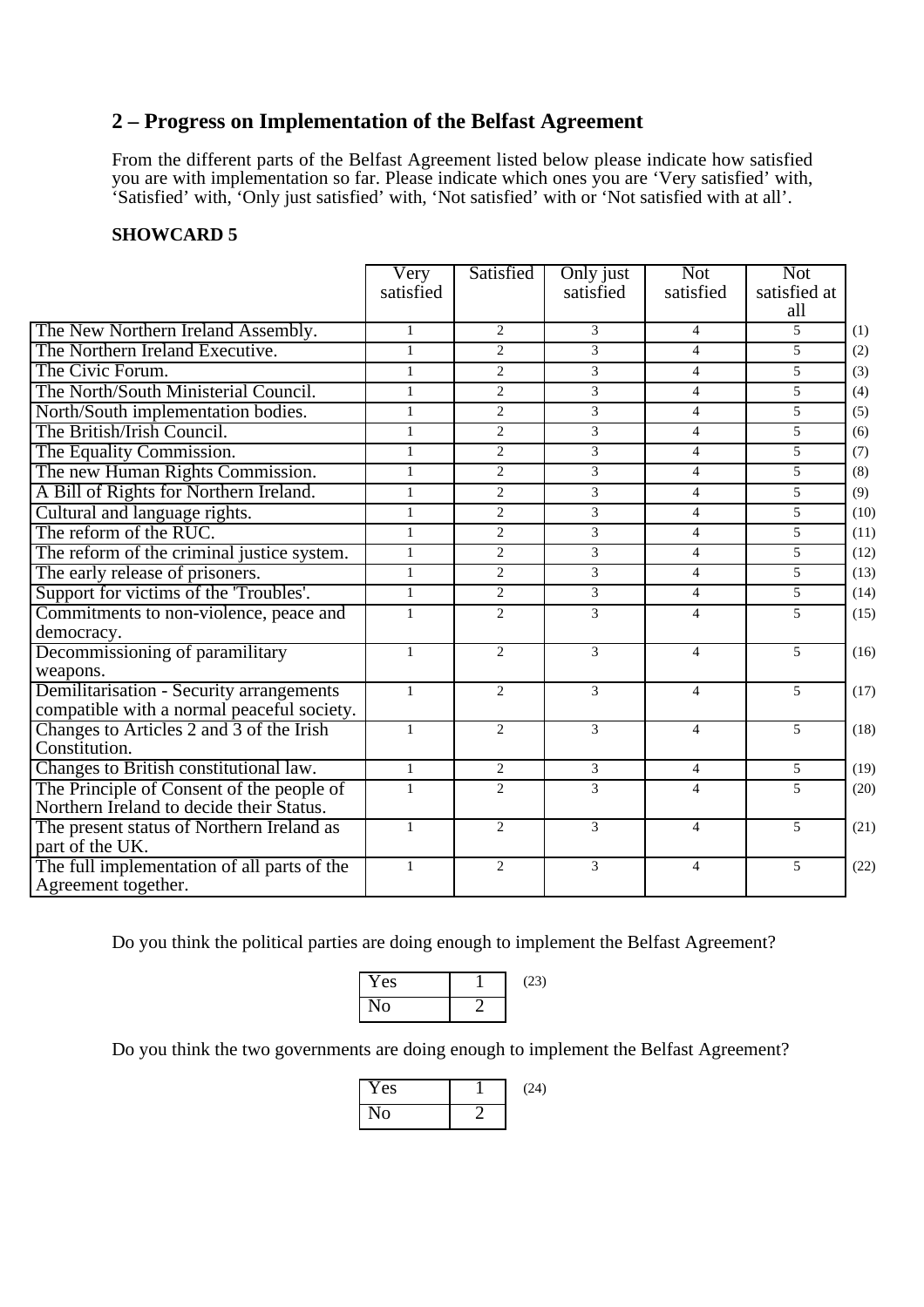## 2 – Progress on Implementation of the Belfast Agreement

From the different parts of the Belfast Agreement listed below please indicate how satisfied you are with implementation so far. Please indicate which ones you are 'Very satisfied' with, 'Satisfied' with, 'Only just satisfied' with, 'Not satisfied' with or 'Not satisfied with at all'.

**SHOWCARD 5**

| | Very satisfied | Satisfied | Only just satisfied | Not satisfied | Not satisfied at all | |
|---|---|---|---|---|---|---|
| The New Northern Ireland Assembly. | 1 | 2 | 3 | 4 | 5 | (1) |
| The Northern Ireland Executive. | 1 | 2 | 3 | 4 | 5 | (2) |
| The Civic Forum. | 1 | 2 | 3 | 4 | 5 | (3) |
| The North/South Ministerial Council. | 1 | 2 | 3 | 4 | 5 | (4) |
| North/South implementation bodies. | 1 | 2 | 3 | 4 | 5 | (5) |
| The British/Irish Council. | 1 | 2 | 3 | 4 | 5 | (6) |
| The Equality Commission. | 1 | 2 | 3 | 4 | 5 | (7) |
| The new Human Rights Commission. | 1 | 2 | 3 | 4 | 5 | (8) |
| A Bill of Rights for Northern Ireland. | 1 | 2 | 3 | 4 | 5 | (9) |
| Cultural and language rights. | 1 | 2 | 3 | 4 | 5 | (10) |
| The reform of the RUC. | 1 | 2 | 3 | 4 | 5 | (11) |
| The reform of the criminal justice system. | 1 | 2 | 3 | 4 | 5 | (12) |
| The early release of prisoners. | 1 | 2 | 3 | 4 | 5 | (13) |
| Support for victims of the 'Troubles'. | 1 | 2 | 3 | 4 | 5 | (14) |
| Commitments to non-violence, peace and democracy. | 1 | 2 | 3 | 4 | 5 | (15) |
| Decommissioning of paramilitary weapons. | 1 | 2 | 3 | 4 | 5 | (16) |
| Demilitarisation - Security arrangements compatible with a normal peaceful society. | 1 | 2 | 3 | 4 | 5 | (17) |
| Changes to Articles 2 and 3 of the Irish Constitution. | 1 | 2 | 3 | 4 | 5 | (18) |
| Changes to British constitutional law. | 1 | 2 | 3 | 4 | 5 | (19) |
| The Principle of Consent of the people of Northern Ireland to decide their Status. | 1 | 2 | 3 | 4 | 5 | (20) |
| The present status of Northern Ireland as part of the UK. | 1 | 2 | 3 | 4 | 5 | (21) |
| The full implementation of all parts of the Agreement together. | 1 | 2 | 3 | 4 | 5 | (22) |

Do you think the political parties are doing enough to implement the Belfast Agreement?

| | | |
|---|---|---|
| Yes | 1 | (23) |
| No | 2 | |

Do you think the two governments are doing enough to implement the Belfast Agreement?

| | | |
|---|---|---|
| Yes | 1 | (24) |
| No | 2 | |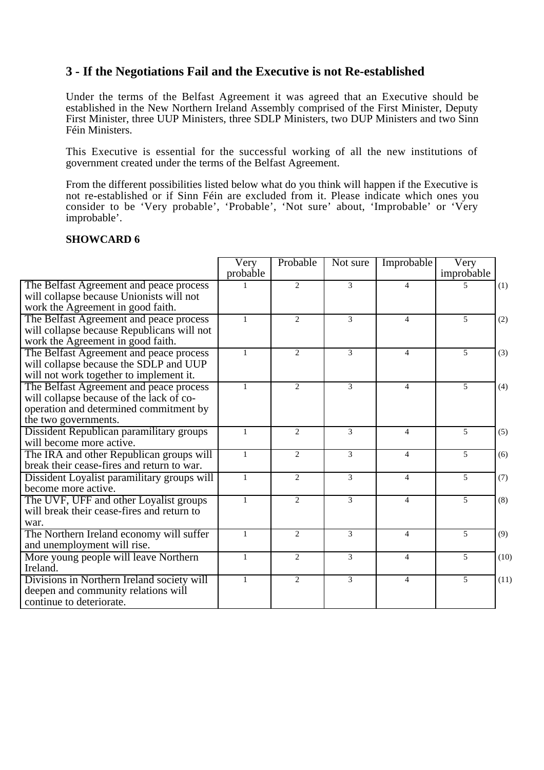## 3 - If the Negotiations Fail and the Executive is not Re-established

Under the terms of the Belfast Agreement it was agreed that an Executive should be established in the New Northern Ireland Assembly comprised of the First Minister, Deputy First Minister, three UUP Ministers, three SDLP Ministers, two DUP Ministers and two Sinn Féin Ministers.

This Executive is essential for the successful working of all the new institutions of government created under the terms of the Belfast Agreement.

From the different possibilities listed below what do you think will happen if the Executive is not re-established or if Sinn Féin are excluded from it. Please indicate which ones you consider to be 'Very probable', 'Probable', 'Not sure' about, 'Improbable' or 'Very improbable'.

**SHOWCARD 6**

| | Very probable | Probable | Not sure | Improbable | Very improbable | |
|---|---|---|---|---|---|---|
| The Belfast Agreement and peace process will collapse because Unionists will not work the Agreement in good faith. | 1 | 2 | 3 | 4 | 5 | (1) |
| The Belfast Agreement and peace process will collapse because Republicans will not work the Agreement in good faith. | 1 | 2 | 3 | 4 | 5 | (2) |
| The Belfast Agreement and peace process will collapse because the SDLP and UUP will not work together to implement it. | 1 | 2 | 3 | 4 | 5 | (3) |
| The Belfast Agreement and peace process will collapse because of the lack of co-operation and determined commitment by the two governments. | 1 | 2 | 3 | 4 | 5 | (4) |
| Dissident Republican paramilitary groups will become more active. | 1 | 2 | 3 | 4 | 5 | (5) |
| The IRA and other Republican groups will break their cease-fires and return to war. | 1 | 2 | 3 | 4 | 5 | (6) |
| Dissident Loyalist paramilitary groups will become more active. | 1 | 2 | 3 | 4 | 5 | (7) |
| The UVF, UFF and other Loyalist groups will break their cease-fires and return to war. | 1 | 2 | 3 | 4 | 5 | (8) |
| The Northern Ireland economy will suffer and unemployment will rise. | 1 | 2 | 3 | 4 | 5 | (9) |
| More young people will leave Northern Ireland. | 1 | 2 | 3 | 4 | 5 | (10) |
| Divisions in Northern Ireland society will deepen and community relations will continue to deteriorate. | 1 | 2 | 3 | 4 | 5 | (11) |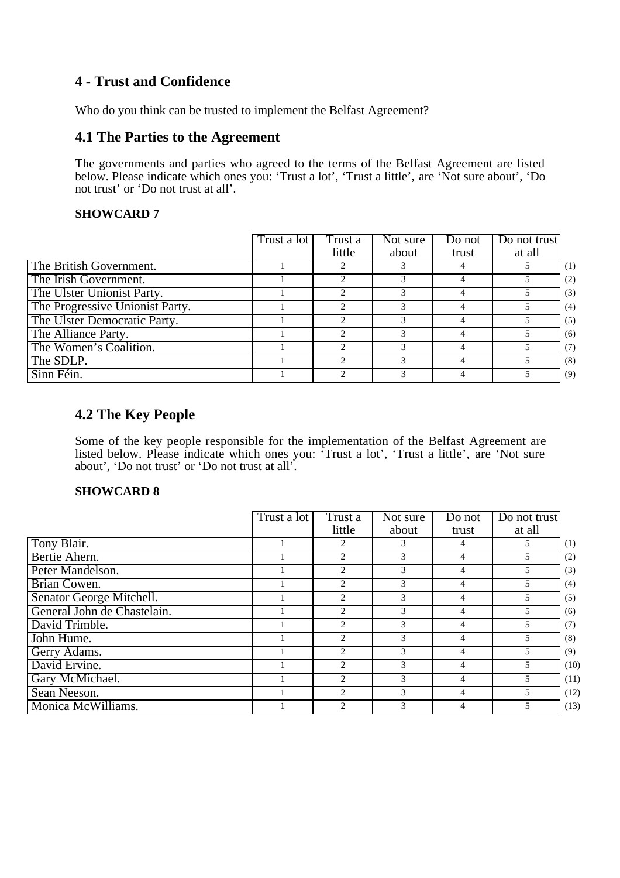## 4 - Trust and Confidence

Who do you think can be trusted to implement the Belfast Agreement?

### 4.1 The Parties to the Agreement

The governments and parties who agreed to the terms of the Belfast Agreement are listed below. Please indicate which ones you: 'Trust a lot', 'Trust a little', are 'Not sure about', 'Do not trust' or 'Do not trust at all'.

**SHOWCARD 7**

| | Trust a lot | Trust a little | Not sure about | Do not trust | Do not trust at all | |
|---|---|---|---|---|---|---|
| The British Government. | 1 | 2 | 3 | 4 | 5 | (1) |
| The Irish Government. | 1 | 2 | 3 | 4 | 5 | (2) |
| The Ulster Unionist Party. | 1 | 2 | 3 | 4 | 5 | (3) |
| The Progressive Unionist Party. | 1 | 2 | 3 | 4 | 5 | (4) |
| The Ulster Democratic Party. | 1 | 2 | 3 | 4 | 5 | (5) |
| The Alliance Party. | 1 | 2 | 3 | 4 | 5 | (6) |
| The Women's Coalition. | 1 | 2 | 3 | 4 | 5 | (7) |
| The SDLP. | 1 | 2 | 3 | 4 | 5 | (8) |
| Sinn Féin. | 1 | 2 | 3 | 4 | 5 | (9) |

### 4.2 The Key People

Some of the key people responsible for the implementation of the Belfast Agreement are listed below. Please indicate which ones you: 'Trust a lot', 'Trust a little', are 'Not sure about', 'Do not trust' or 'Do not trust at all'.

**SHOWCARD 8**

| | Trust a lot | Trust a little | Not sure about | Do not trust | Do not trust at all | |
|---|---|---|---|---|---|---|
| Tony Blair. | 1 | 2 | 3 | 4 | 5 | (1) |
| Bertie Ahern. | 1 | 2 | 3 | 4 | 5 | (2) |
| Peter Mandelson. | 1 | 2 | 3 | 4 | 5 | (3) |
| Brian Cowen. | 1 | 2 | 3 | 4 | 5 | (4) |
| Senator George Mitchell. | 1 | 2 | 3 | 4 | 5 | (5) |
| General John de Chastelain. | 1 | 2 | 3 | 4 | 5 | (6) |
| David Trimble. | 1 | 2 | 3 | 4 | 5 | (7) |
| John Hume. | 1 | 2 | 3 | 4 | 5 | (8) |
| Gerry Adams. | 1 | 2 | 3 | 4 | 5 | (9) |
| David Ervine. | 1 | 2 | 3 | 4 | 5 | (10) |
| Gary McMichael. | 1 | 2 | 3 | 4 | 5 | (11) |
| Sean Neeson. | 1 | 2 | 3 | 4 | 5 | (12) |
| Monica McWilliams. | 1 | 2 | 3 | 4 | 5 | (13) |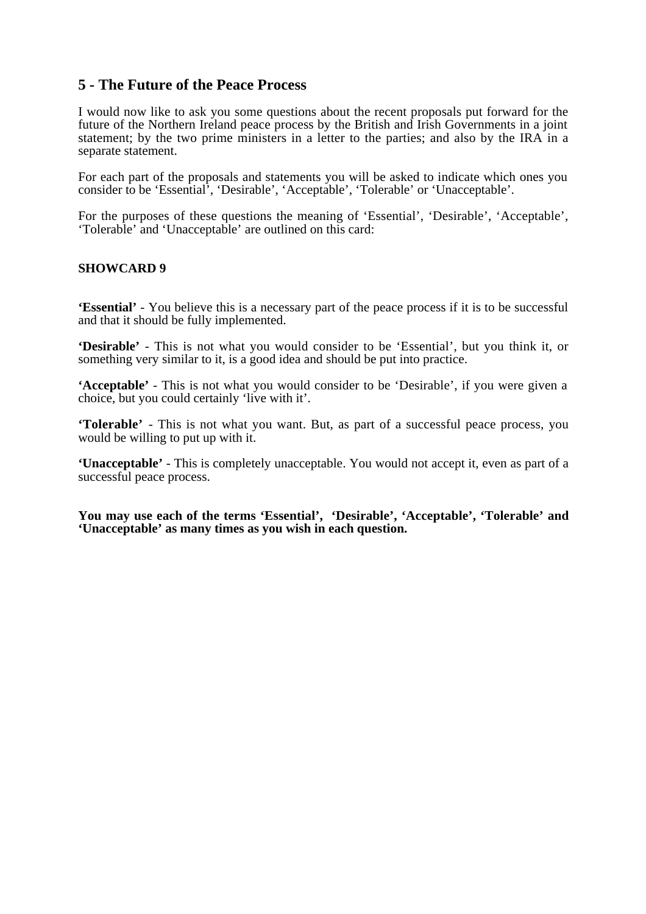## 5 - The Future of the Peace Process

I would now like to ask you some questions about the recent proposals put forward for the future of the Northern Ireland peace process by the British and Irish Governments in a joint statement; by the two prime ministers in a letter to the parties; and also by the IRA in a separate statement.

For each part of the proposals and statements you will be asked to indicate which ones you consider to be ‘Essential’, ‘Desirable’, ‘Acceptable’, ‘Tolerable’ or ‘Unacceptable’.

For the purposes of these questions the meaning of ‘Essential’, ‘Desirable’, ‘Acceptable’, ‘Tolerable’ and ‘Unacceptable’ are outlined on this card:

**SHOWCARD 9**

**‘Essential’** - You believe this is a necessary part of the peace process if it is to be successful and that it should be fully implemented.

**‘Desirable’** - This is not what you would consider to be ‘Essential’, but you think it, or something very similar to it, is a good idea and should be put into practice.

**‘Acceptable’** - This is not what you would consider to be ‘Desirable’, if you were given a choice, but you could certainly ‘live with it’.

**‘Tolerable’** - This is not what you want. But, as part of a successful peace process, you would be willing to put up with it.

**‘Unacceptable’** - This is completely unacceptable. You would not accept it, even as part of a successful peace process.

**You may use each of the terms ‘Essential’, ‘Desirable’, ‘Acceptable’, ‘Tolerable’ and ‘Unacceptable’ as many times as you wish in each question.**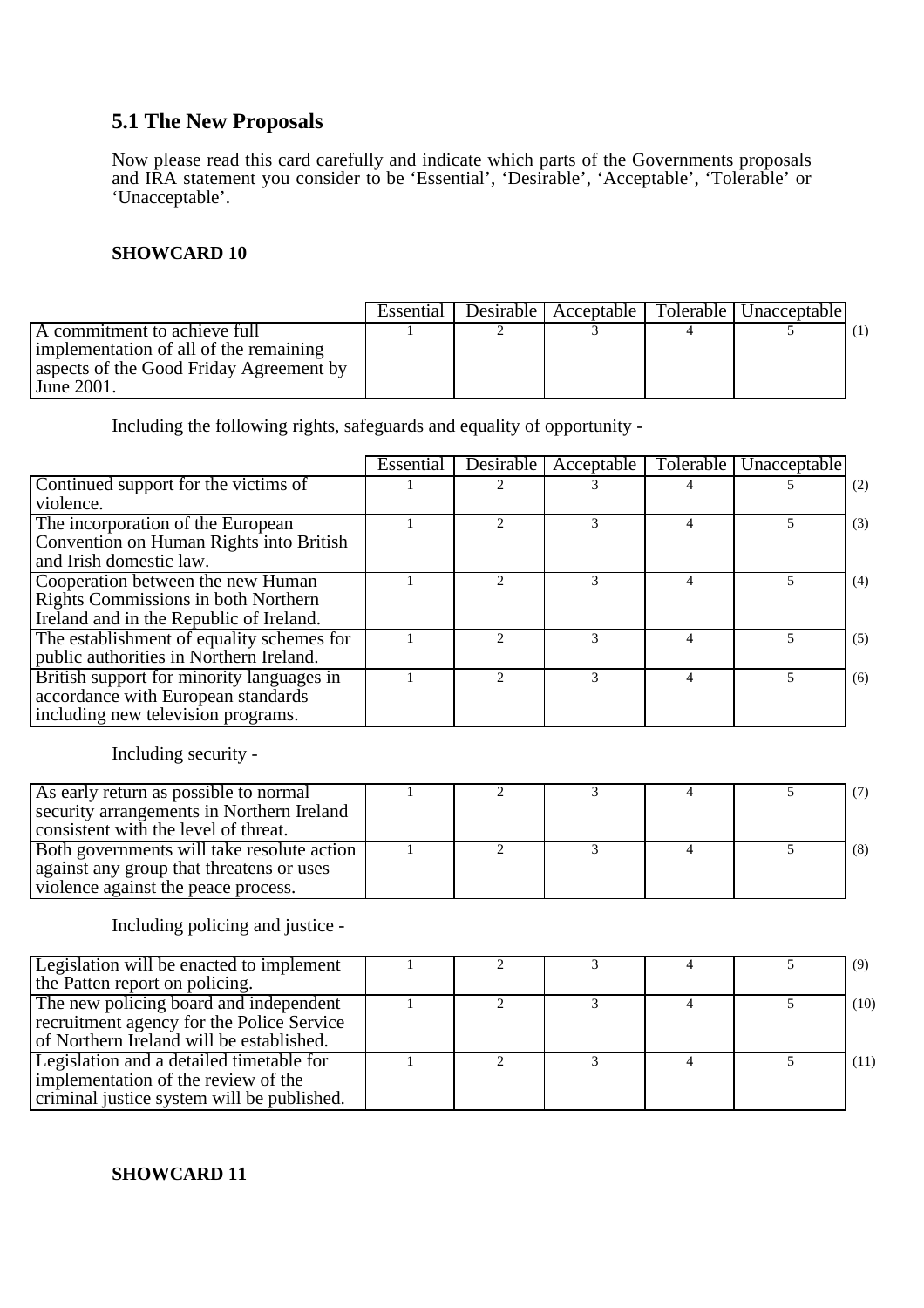## 5.1 The New Proposals

Now please read this card carefully and indicate which parts of the Governments proposals and IRA statement you consider to be 'Essential', 'Desirable', 'Acceptable', 'Tolerable' or 'Unacceptable'.

**SHOWCARD 10**

| | Essential | Desirable | Acceptable | Tolerable | Unacceptable | |
|---|---|---|---|---|---|---|
| A commitment to achieve full implementation of all of the remaining aspects of the Good Friday Agreement by June 2001. | 1 | 2 | 3 | 4 | 5 | (1) |

Including the following rights, safeguards and equality of opportunity -

| | Essential | Desirable | Acceptable | Tolerable | Unacceptable | |
|---|---|---|---|---|---|---|
| Continued support for the victims of violence. | 1 | 2 | 3 | 4 | 5 | (2) |
| The incorporation of the European Convention on Human Rights into British and Irish domestic law. | 1 | 2 | 3 | 4 | 5 | (3) |
| Cooperation between the new Human Rights Commissions in both Northern Ireland and in the Republic of Ireland. | 1 | 2 | 3 | 4 | 5 | (4) |
| The establishment of equality schemes for public authorities in Northern Ireland. | 1 | 2 | 3 | 4 | 5 | (5) |
| British support for minority languages in accordance with European standards including new television programs. | 1 | 2 | 3 | 4 | 5 | (6) |

Including security -

| | Essential | Desirable | Acceptable | Tolerable | Unacceptable | |
|---|---|---|---|---|---|---|
| As early return as possible to normal security arrangements in Northern Ireland consistent with the level of threat. | 1 | 2 | 3 | 4 | 5 | (7) |
| Both governments will take resolute action against any group that threatens or uses violence against the peace process. | 1 | 2 | 3 | 4 | 5 | (8) |

Including policing and justice -

| | Essential | Desirable | Acceptable | Tolerable | Unacceptable | |
|---|---|---|---|---|---|---|
| Legislation will be enacted to implement the Patten report on policing. | 1 | 2 | 3 | 4 | 5 | (9) |
| The new policing board and independent recruitment agency for the Police Service of Northern Ireland will be established. | 1 | 2 | 3 | 4 | 5 | (10) |
| Legislation and a detailed timetable for implementation of the review of the criminal justice system will be published. | 1 | 2 | 3 | 4 | 5 | (11) |

**SHOWCARD 11**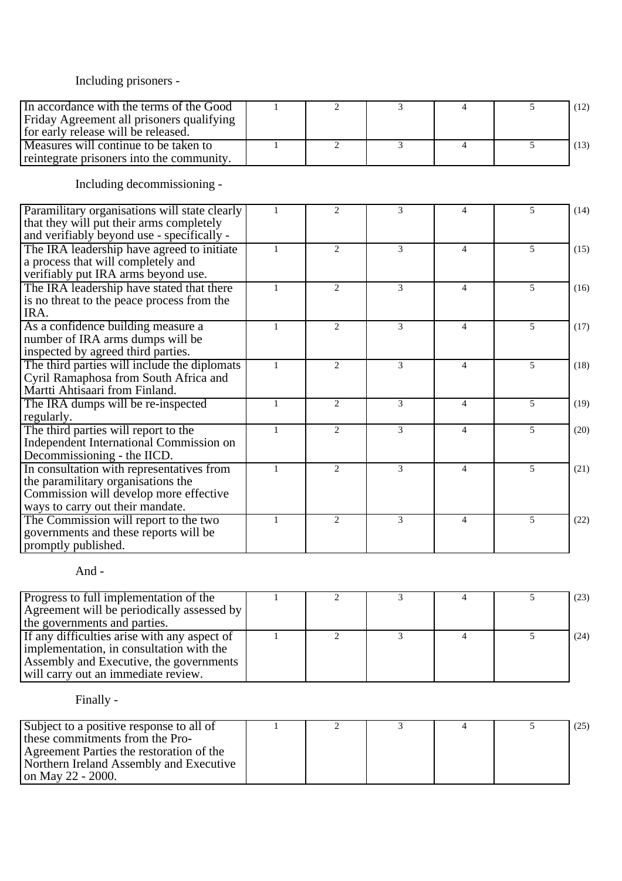Including prisoners -

| | | | | | | |
|---|---|---|---|---|---|---|
| In accordance with the terms of the Good Friday Agreement all prisoners qualifying for early release will be released. | 1 | 2 | 3 | 4 | 5 | (12) |
| Measures will continue to be taken to reintegrate prisoners into the community. | 1 | 2 | 3 | 4 | 5 | (13) |

Including decommissioning -

| | | | | | | |
|---|---|---|---|---|---|---|
| Paramilitary organisations will state clearly that they will put their arms completely and verifiably beyond use - specifically - | 1 | 2 | 3 | 4 | 5 | (14) |
| The IRA leadership have agreed to initiate a process that will completely and verifiably put IRA arms beyond use. | 1 | 2 | 3 | 4 | 5 | (15) |
| The IRA leadership have stated that there is no threat to the peace process from the IRA. | 1 | 2 | 3 | 4 | 5 | (16) |
| As a confidence building measure a number of IRA arms dumps will be inspected by agreed third parties. | 1 | 2 | 3 | 4 | 5 | (17) |
| The third parties will include the diplomats Cyril Ramaphosa from South Africa and Martti Ahtisaari from Finland. | 1 | 2 | 3 | 4 | 5 | (18) |
| The IRA dumps will be re-inspected regularly. | 1 | 2 | 3 | 4 | 5 | (19) |
| The third parties will report to the Independent International Commission on Decommissioning - the IICD. | 1 | 2 | 3 | 4 | 5 | (20) |
| In consultation with representatives from the paramilitary organisations the Commission will develop more effective ways to carry out their mandate. | 1 | 2 | 3 | 4 | 5 | (21) |
| The Commission will report to the two governments and these reports will be promptly published. | 1 | 2 | 3 | 4 | 5 | (22) |

And -

| | | | | | | |
|---|---|---|---|---|---|---|
| Progress to full implementation of the Agreement will be periodically assessed by the governments and parties. | 1 | 2 | 3 | 4 | 5 | (23) |
| If any difficulties arise with any aspect of implementation, in consultation with the Assembly and Executive, the governments will carry out an immediate review. | 1 | 2 | 3 | 4 | 5 | (24) |

Finally -

| | | | | | | |
|---|---|---|---|---|---|---|
| Subject to a positive response to all of these commitments from the Pro-Agreement Parties the restoration of the Northern Ireland Assembly and Executive on May 22 - 2000. | 1 | 2 | 3 | 4 | 5 | (25) |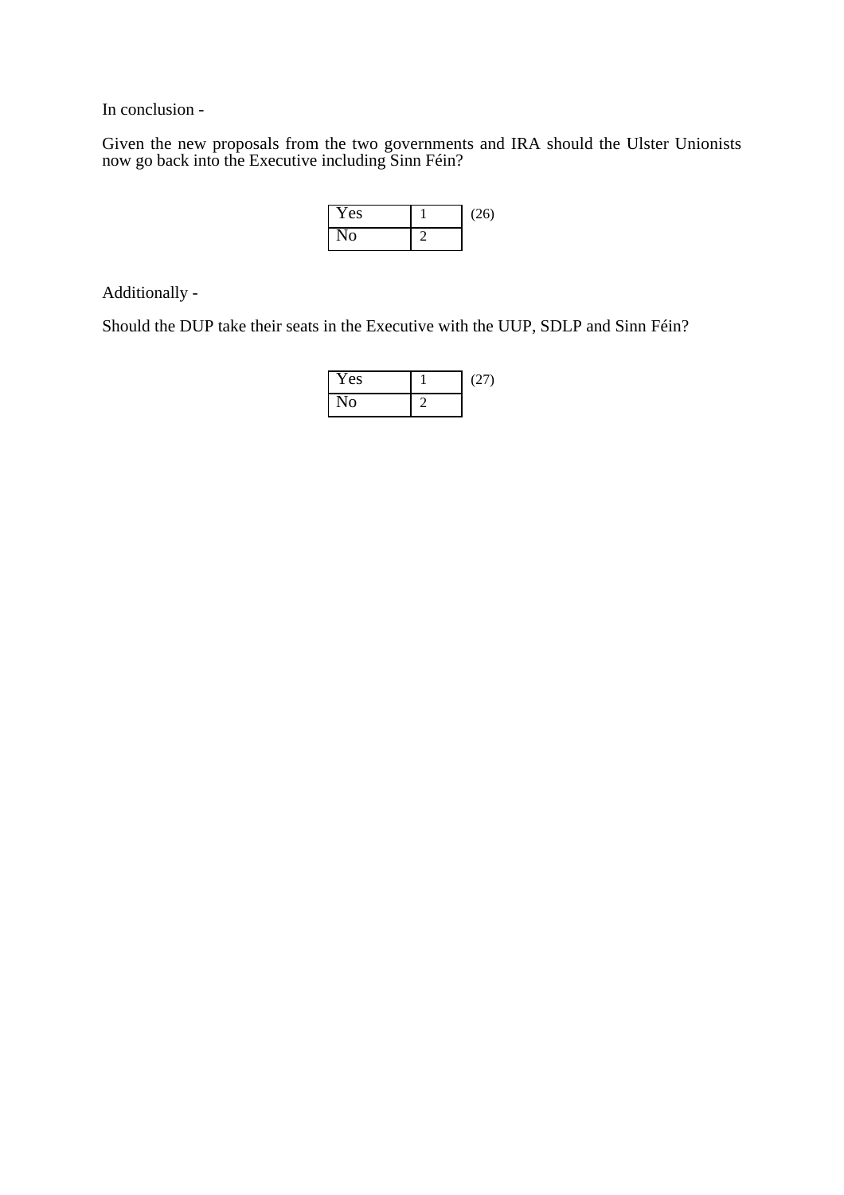In conclusion -

Given the new proposals from the two governments and IRA should the Ulster Unionists now go back into the Executive including Sinn Féin?

| Yes | 1 | (26) |
|---|---|---|
| No | 2 | |

Additionally -

Should the DUP take their seats in the Executive with the UUP, SDLP and Sinn Féin?

| Yes | 1 | (27) |
|---|---|---|
| No | 2 | |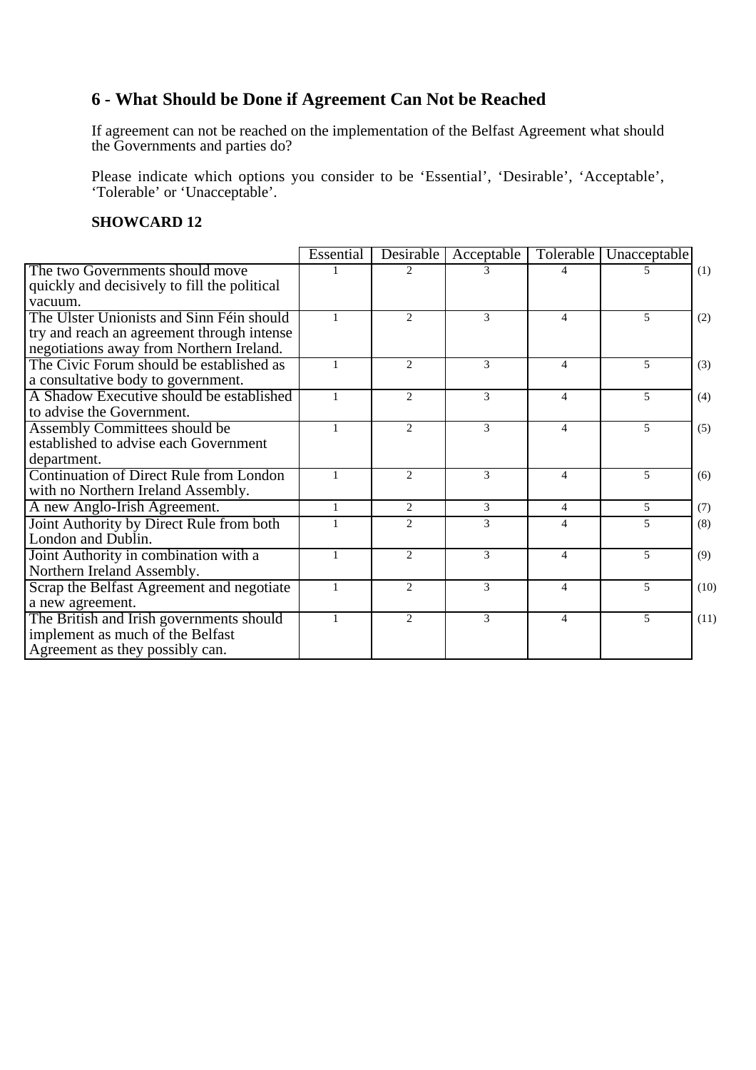## 6 - What Should be Done if Agreement Can Not be Reached

If agreement can not be reached on the implementation of the Belfast Agreement what should the Governments and parties do?

Please indicate which options you consider to be 'Essential', 'Desirable', 'Acceptable', 'Tolerable' or 'Unacceptable'.

**SHOWCARD 12**

| | Essential | Desirable | Acceptable | Tolerable | Unacceptable | |
|---|---|---|---|---|---|---|
| The two Governments should move quickly and decisively to fill the political vacuum. | 1 | 2 | 3 | 4 | 5 | (1) |
| The Ulster Unionists and Sinn Féin should try and reach an agreement through intense negotiations away from Northern Ireland. | 1 | 2 | 3 | 4 | 5 | (2) |
| The Civic Forum should be established as a consultative body to government. | 1 | 2 | 3 | 4 | 5 | (3) |
| A Shadow Executive should be established to advise the Government. | 1 | 2 | 3 | 4 | 5 | (4) |
| Assembly Committees should be established to advise each Government department. | 1 | 2 | 3 | 4 | 5 | (5) |
| Continuation of Direct Rule from London with no Northern Ireland Assembly. | 1 | 2 | 3 | 4 | 5 | (6) |
| A new Anglo-Irish Agreement. | 1 | 2 | 3 | 4 | 5 | (7) |
| Joint Authority by Direct Rule from both London and Dublin. | 1 | 2 | 3 | 4 | 5 | (8) |
| Joint Authority in combination with a Northern Ireland Assembly. | 1 | 2 | 3 | 4 | 5 | (9) |
| Scrap the Belfast Agreement and negotiate a new agreement. | 1 | 2 | 3 | 4 | 5 | (10) |
| The British and Irish governments should implement as much of the Belfast Agreement as they possibly can. | 1 | 2 | 3 | 4 | 5 | (11) |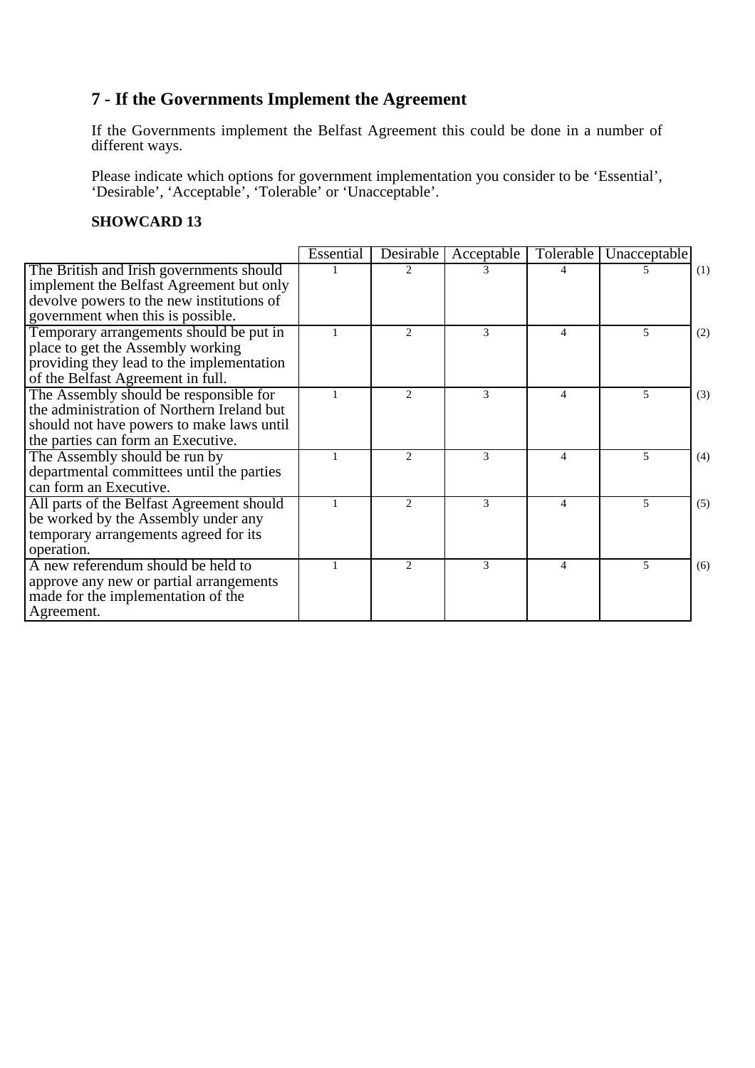## 7 - If the Governments Implement the Agreement

If the Governments implement the Belfast Agreement this could be done in a number of different ways.

Please indicate which options for government implementation you consider to be 'Essential', 'Desirable', 'Acceptable', 'Tolerable' or 'Unacceptable'.

**SHOWCARD 13**

| | Essential | Desirable | Acceptable | Tolerable | Unacceptable | |
|---|---|---|---|---|---|---|
| The British and Irish governments should implement the Belfast Agreement but only devolve powers to the new institutions of government when this is possible. | 1 | 2 | 3 | 4 | 5 | (1) |
| Temporary arrangements should be put in place to get the Assembly working providing they lead to the implementation of the Belfast Agreement in full. | 1 | 2 | 3 | 4 | 5 | (2) |
| The Assembly should be responsible for the administration of Northern Ireland but should not have powers to make laws until the parties can form an Executive. | 1 | 2 | 3 | 4 | 5 | (3) |
| The Assembly should be run by departmental committees until the parties can form an Executive. | 1 | 2 | 3 | 4 | 5 | (4) |
| All parts of the Belfast Agreement should be worked by the Assembly under any temporary arrangements agreed for its operation. | 1 | 2 | 3 | 4 | 5 | (5) |
| A new referendum should be held to approve any new or partial arrangements made for the implementation of the Agreement. | 1 | 2 | 3 | 4 | 5 | (6) |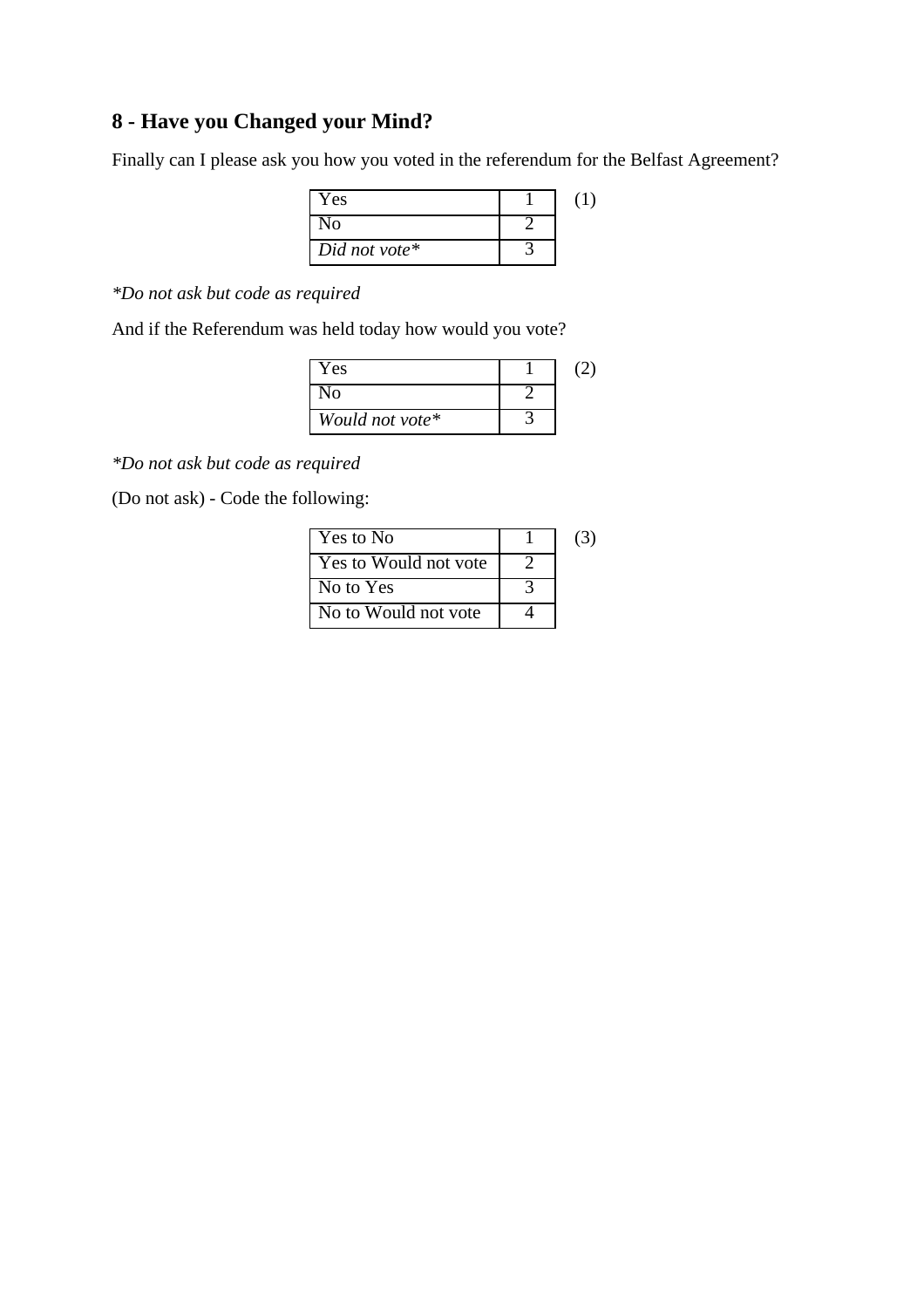## 8 - Have you Changed your Mind?

Finally can I please ask you how you voted in the referendum for the Belfast Agreement?

| | | |
|---|---|---|
| Yes | 1 | (1) |
| No | 2 | |
| *Did not vote** | 3 | |

**Do not ask but code as required*

And if the Referendum was held today how would you vote?

| | | |
|---|---|---|
| Yes | 1 | (2) |
| No | 2 | |
| *Would not vote** | 3 | |

**Do not ask but code as required*

(Do not ask) - Code the following:

| | | |
|---|---|---|
| Yes to No | 1 | (3) |
| Yes to Would not vote | 2 | |
| No to Yes | 3 | |
| No to Would not vote | 4 | |